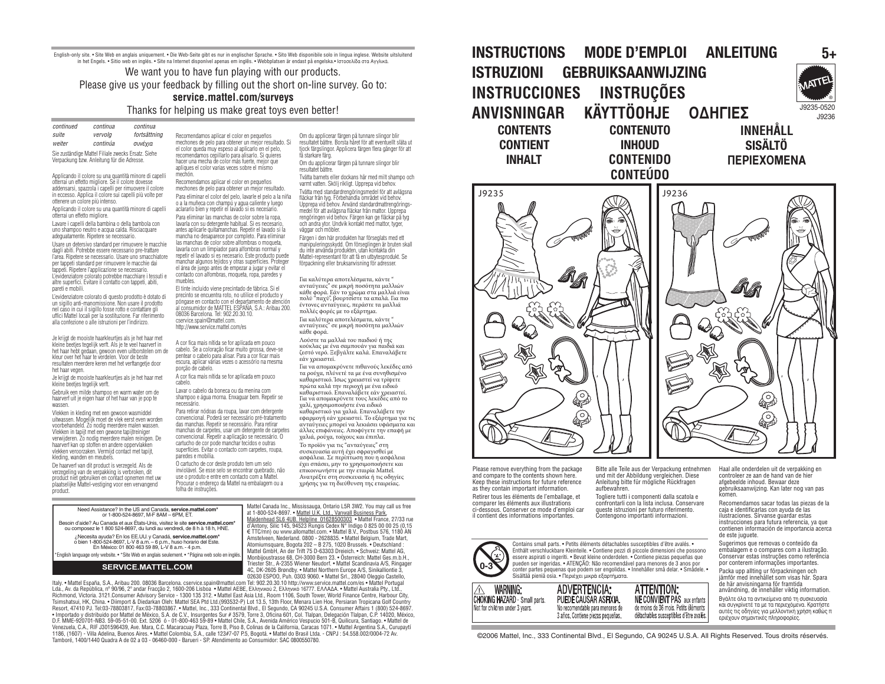English-only site. • Site Web en anglais uniquement. • Die Web-Seite gibt es nur in englischer Sprache. • Sito Web disponibile solo in lingua inglese. Website uitsluitend in het Engels. • Sitio web en inglés. • Site na Internet disponível apenas em inglês. • Webbplatsen är endast på engelska.• Ιστοσελίδα στα Αγγλικά.

We want you to have fun playing with our products.
Please give us your feedback by filling out the short on-line survey. Go to:
**service.mattel.com/surveys**
Thanks for helping us make great toys even better!

*continued* *suite* *weiter* *continua* *vervolg* *continúa* *continua* *fortsättning* *συνέχια*

Sie zuständige Mattel Filiale zwecks Ersatz. Siehe Verpackung bzw. Anleitung für die Adresse.

Applicando il colore su una quantità minore di capelli otterrai un effetto migliore. Se il colore dovesse addensarsi, spazzola i capelli per rimuovere il colore in eccesso. Applica il colore sui capelli più volte per ottenere un colore più intenso.

Applicando il colore su una quantità minore di capelli otterrai un effetto migliore.

Lavare i capelli della bambina o della bambola con uno shampoo neutro e acqua calda. Risciacquare adeguatamente. Ripetere se necessario.

Usare un detersivo standard per rimuovere le macchie dagli abiti. Potrebbe essere necessario pre-trattare l'area. Ripetere se necessario. Usare uno smacchiatore per tappeti standard per rimuovere le macchie dai tappeti. Ripetere l'applicazione se necessario. L'evidenziatore colorato potrebbe macchiare i tessuti e altre superfici. Evitare il contatto con tappeti, abiti, pareti e mobili.

L'evidenziatore colorato di questo prodotto è dotato di un sigillo anti-manomissione. Non usare il prodotto nel caso in cui il sigillo fosse rotto e contattare gli uffici Mattel locali per la sostituzione. Far riferimento alla confezione o alle istruzioni per l'indirizzo.

Je krijgt de mooiste haarkleurtjes als je het haar met kleine beetjes tegelijk verft. Als je te veel haarverf in het haar hebt gedaan, gewoon even uitborstelen om de kleur over het haar te verdelen. Voor de beste resultaten meerdere keren met het verftangetje door het haar vegen.

Je krijgt de mooiste haarkleurtjes als je het haar met kleine beetjes tegelijk verft.

Gebruik een milde shampoo en warm water om de haarverf uit je eigen haar of het haar van je pop te wassen.

Vlekken in kleding met een gewoon wasmiddel uitwassen. Mogelijk moet de vlek eerst even worden voorbehandeld. Zo nodig meerdere malen wassen. Vlekken in tapijt met een gewone tapijtreiniger verwijderen. Zo nodig meerdere malen reinigen. De haarverf kan op stoffen en andere oppervlakken vlekken veroorzaken. Vermijd contact met tapijt, kleding, wanden en meubels.

De haarverf van dit product is verzegeld. Als de verzegeling van de verpakking is verbroken, dit product niet gebruiken en contact opnemen met uw plaatselijke Mattel-vestiging voor een vervangend product.

Recomendamos aplicar el color en pequeños mechones de pelo para obtener un mejor resultado. Si el color queda muy espeso al aplicarlo en el pelo, recomendamos cepillarlo para alisarlo. Si quieres hacer una mecha de color más fuerte, mejor que apliques el color varias veces sobre el mismo mechón.

Recomendamos aplicar el color en pequeños mechones de pelo para obtener un mejor resultado.

Para eliminar el color del pelo, lavarle el pelo a la niña o a la muñeca con champú y agua caliente y luego aclararlo bien y repetir el lavado si es necesario.

Para eliminar las manchas de color sobre la ropa, lavarla con su detergente habitual. Si es necesario, antes aplicarle quitamanchas. Repetir el lavado si la mancha no desaparece por completo. Para eliminar las manchas de color sobre alfombras o moqueta, lavarla con un limpiador para alfombras normal y repetir el lavado si es necesario. Este producto puede manchar algunos tejidos y otras superficies. Proteger el área de juego antes de empezar a jugar y evitar el contacto con alfombras, moqueta, ropa, paredes y muebles.

El tinte incluido viene precintado de fábrica. Si el precinto se encuentra roto, no utilice el producto y póngase en contacto con el departamento de atención al consumidor de MATTEL ESPAÑA, S.A.: Aribau 200. 08036 Barcelona. Tel: 902.20.30.10. cservice.spain@mattel.com. http://www.service.mattel.com/es

A cor fica mais nítida se for aplicada em pouco cabelo. Se a coloração ficar muito grossa, deve-se pentear o cabelo para alisar. Para a cor ficar mais escura, aplicar várias vezes o acessório na mesma porção de cabelo.

A cor fica mais nítida se for aplicada em pouco cabelo.

Lavar o cabelo da boneca ou da menina com shampoo e água morna. Enxaguar bem. Repetir se necessário.

Para retirar nódoas da roupa, lavar com detergente convencional. Poderá ser necessário pré-tratamento das manchas. Repetir se necessário. Para retirar manchas de carpetes, usar um detergente de carpetes convencional. Repetir a aplicação se necessário. O cartucho de cor pode manchar tecidos e outras superfícies. Evitar o contacto com carpetes, roupa, paredes e mobília.

O cartucho de cor deste produto tem um selo inviolável. Se esse selo se encontrar quebrado, não use o produto e entre em contacto com a Mattel. Procurar o endereço da Mattel na embalagem ou a folha de instruções.

Om du applicerar färgen på tunnare slingor blir resultatet bättre. Borsta håret för att eventuellt släta ut tjock färgslingor. Applicera färgen flera gånger för att få starkare färg.

Om du applicerar färgen på tunnare slingor blir resultatet bättre.

Tvätta barnets eller dockans hår med milt shampo och varmt vatten. Skölj rikligt. Upprepa vid behov.

Tvätta med standardrengöringsmedel för att avlägsna fläckar från tyg. Förbehandla området vid behov. Upprepa vid behov. Använd standardmattrengöringsmedel för att avlägsna fläckar från mattor. Upprepa rengöringen vid behov. Färgen kan ge fläckar på tyg och andra ytor. Undvik kontakt med mattor, tyger, väggar och möbler.

Färgen i den här produkten har förseglats med ett manipuleringsskydd. Om förseglingen är bruten skall du inte använda produkten, utan kontakta din Mattel-representant för att få en utbytesprodukt. Se förpackning eller bruksanvisning för adresser.

Για καλύτερα αποτελέσματα, κάντε "ανταύγειες" σε μικρή ποσότητα μαλλιών κάθε φορά. Εάν το χρώμα στα μαλλιά είναι πολύ "παχύ", βουρτσίστε τα απαλά. Για πιο έντονες ανταύγειες, περάστε τα μαλλιά πολλές φορές με το εξάρτημα.

Για καλύτερα αποτελέσματα, κάντε "ανταύγειες" σε μικρή ποσότητα μαλλιών κάθε φορά.

Λούστε τα μαλλιά του παιδιού ή της κούκλας με ένα σαμπουάν για παιδιά και ζεστό νερό. Ξεβγάλτε καλά. Επαναλάβετε εάν χρειαστεί.

Για να απομακρύνετε πιθανούς λεκέδες από τα ρούχα, πλύντε τα με ένα συνηθισμένο καθαριστικό. Ίσως χρειαστεί να τρίψετε πρώτα καλά την περιοχή με ένα ειδικό καθαριστικό. Επαναλάβετε εάν χρειαστεί. Για να απομακρύνετε τους λεκέδες από το χαλί, χρησιμοποιήστε ένα ειδικό καθαριστικό για χαλιά. Επαναλάβετε την εφαρμογή εάν χρειαστεί. Το εξάρτημα για τις ανταύγειες μπορεί να λεκιάσει υφάσματα και άλλες επιφάνειες. Αποφύγετε την επαφή με χαλιά, ρούχα, τοίχους και έπιπλα.

Το προϊόν για τις "ανταύγειες" στη συσκευασία αυτή έχει σφραγισθεί με ασφάλεια. Σε περίπτωση που η ασφάλεια έχει σπάσει, μην το χρησιμοποιήσετε και επικοινωνήστε με την εταιρία Mattel. Ανατρέξτε στη συσκευασία ή τις οδηγίες χρήσης για τη διεύθυνση της εταιρείας.

Need Assistance? In the US and Canada, **service.mattel.com*** or 1-800-524-8697, M-F 8AM – 6PM, ET.

Besoin d'aide? Au Canada et aux États-Unis, visitez le site **service.mattel.com*** ou composez le 1 800 524-8697, du lundi au vendredi, de 8 h à 18 h, HNE.

¿Necesita ayuda? En los EE.UU. y Canadá, **service.mattel.com*** o bien 1-800-524-8697, L-V 8 a.m. – 6 p.m., huso horario del Este. En México: 01 800 463 59 89, L-V 8 a.m. - 4 p.m.

*English language only website. • *Site Web en anglais seulement. • *Página web solo en inglés.

**SERVICE.MATTEL.COM**

Mattel Canada Inc., Mississauga, Ontario L5R 3W2. You may call us free at 1-800-524-8697. • Mattel U.K. Ltd., Vanwall Business Park, Maidenhead SL6 4UB. Helpline 01628500303. • Mattel France, 27/33 rue d'Antony, Silic 145, 94523 Rungis Cedex N° Indigo 0 825 00 00 25 (0,15 € TTC/mn) ou www.allomattel.com. • Mattel B.V., Postbus 576, 1180 AN Amstelveen, Nederland. 0800 - 2628835. • Mattel Belgium, Trade Mart, Atomiumsquare, Bogota 202 – B 275, 1020 Brussels. • Deutschland : Mattel GmbH, An der Trift 75 D-63303 Dreieich. • Schweiz: Mattel AG, Monbijoustrasse 68, CH-3000 Bern 23. • Österreich: Mattel Ges.m.b.H., Triester Str., A-2355 Wiener Neudorf. • Mattel Scandinavia A/S, Ringager 4C, DK-2605 Brøndby. • Mattel Northern Europe A/S, Sinikalliontie 3, 02630 ESPOO, Puh. 0303 9060. • Mattel Srl., 28040 Oleggio Castello, Italy. • Mattel España, S.A., Aribau 200. 08036 Barcelona. cservice.spain@mattel.com Tel: 902.20.30.10 http://www.service.mattel.com/es • Mattel Portugal Lda., Av. da República, nº 90/96, 2º andar Fracção 2, 1600-206 Lisboa • Mattel AEBE, Ελληνικού 2, Ελληνικό 16777. ΕΛΛΑΔΑ. • Mattel Australia Pty., Ltd., Richmond, Victoria. 3121.Consumer Advisory Service - 1300 135 312. • Mattel East Asia Ltd., Room 1106, South Tower, World Finance Centre, Harbour City, Tsimshatsui, HK, China. • Diimport & Diedarkan Oleh: Mattel SEA Ptd Ltd.(993532-P) Lot 13.5, 13th Floor, Menara Lien Hoe, Persiaran Tropicana Golf Country Resort, 47410 PJ. Tel:03-78803817, Fax:03-78803867. • Mattel, Inc., 333 Continental Blvd., El Segundo, CA 90245 U.S.A. Consumer Affairs 1 (800) 524-8697. • Importado y distribuido por Mattel de México, S.A. de C.V., Insurgentes Sur # 3579, Torre 3, Oficina 601, Col. Tlalpan, Delegación Tlalpan, C.P. 14020, México, D.F. MME-920701-NB3. 59-05-51-00. Ext. 5206 ó 01-800-463-59-89 • Mattel Chile, S.A., Avenida Américo Vespucio 501-B, Quilicura, Santiago. • Mattel de Venezuela, C.A., RIF J301596439, Ave. Mara, C.C. Macaracuay Plaza, Torre B, Piso 8, Colinas de la California, Caracas 1071. • Mattel Argentina S.A., Curupaytí 1186, (1607) - Villa Adelina, Buenos Aires. • Mattel Colombia, S.A., calle 123#7-07 P.5, Bogotá. • Mattel do Brasil Ltda. - CNPJ : 54.558.002/0004-72 Av. Tamboré, 1400/1440 Quadra A de 02 a 03 - 06460-000 - Barueri - SP. Atendimento ao Consumidor: SAC 0800550780.

# INSTRUCTIONS MODE D'EMPLOI ANLEITUNG ISTRUZIONI GEBRUIKSAANWIJZING INSTRUCCIONES INSTRUÇÕES ANVISNINGAR KÄYTTÖOHJE ΟΔΗΓΙΕΣ

5+

J9235-0520
J9236

## CONTENTS / CONTIENT / INHALT / CONTENUTO / INHOUD / CONTENIDO / CONTEÚDO / INNEHÅLL / SISÄLTÖ / ΠΕΡΙΕΧΟΜΕΝΑ

J9235

J9236

Please remove everything from the package and compare to the contents shown here. Keep these instructions for future reference as they contain important information.

Retirer tous les éléments de l'emballage, et comparer les éléments aux illustrations ci-dessous. Conserver ce mode d'emploi car il contient des informations importantes.

Bitte alle Teile aus der Verpackung entnehmen und mit der Abbildung vergleichen. Diese Anleitung bitte für mögliche Rückfragen aufbewahren.

Togliere tutti i componenti dalla scatola e confrontarli con la lista inclusa. Conservare queste istruzioni per futuro riferimento. Contengono importanti informazioni.

Haal alle onderdelen uit de verpakking en controleer ze aan de hand van de hier afgebeelde inhoud. Bewaar deze gebruiksaanwijzing. Kan later nog van pas komen.

Recomendamos sacar todas las piezas de la caja e identificarlas con ayuda de las ilustraciones. Sírvanse guardar estas instrucciones para futura referencia, ya que contienen información de importancia acerca de este juguete.

Sugerimos que removas o conteúdo da embalagem e o compares com a ilustração. Conservar estas instruções como referência por conterem informações importantes.

Packa upp allting ur förpackningen och jämför med innehållet som visas här. Spara de här anvisningarna för framtida användning, de innehåller viktig information.

Βγάλτε όλα τα αντικείμενα από τη συσκευασία και συγκρίνετέ τα με τα περιεχόμενα. Κρατήστε αυτές τις οδηγίες για μελλοντική χρήση καθώς περιέχουν σημαντικές πληροφορίες.

0-3

Contains small parts. • Petits éléments détachables susceptibles d'être avalés. • Enthält verschluckbare Kleinteile. • Contiene pezzi di piccole dimensioni che possono essere aspirati o ingeriti. • Bevat kleine onderdelen. • Contiene piezas pequeñas que pueden ser ingeridas. • ATENÇÃO: Não recomendável para menores de 3 anos por conter partes pequenas que podem ser engolidas. • Innehåller små delar. • Smådele. • Sisältää pieniä osia. • Περιέχει μικρά εξαρτήματα.

⚠ **WARNING:** **CHOKING HAZARD** - Small parts. Not for children under 3 years.

**ADVERTENCIA:** **PUEDE CAUSAR ASFIXIA.** No recomendable para menores de 3 años. Contiene piezas pequeñas.

**ATTENTION:** **NE CONVIENT PAS** aux enfants de moins de 36 mois. Petits éléments détachables susceptibles d'être avalés.

©2006 Mattel, Inc., 333 Continental Blvd., El Segundo, CA 90245 U.S.A. All Rights Reserved. Tous droits réservés.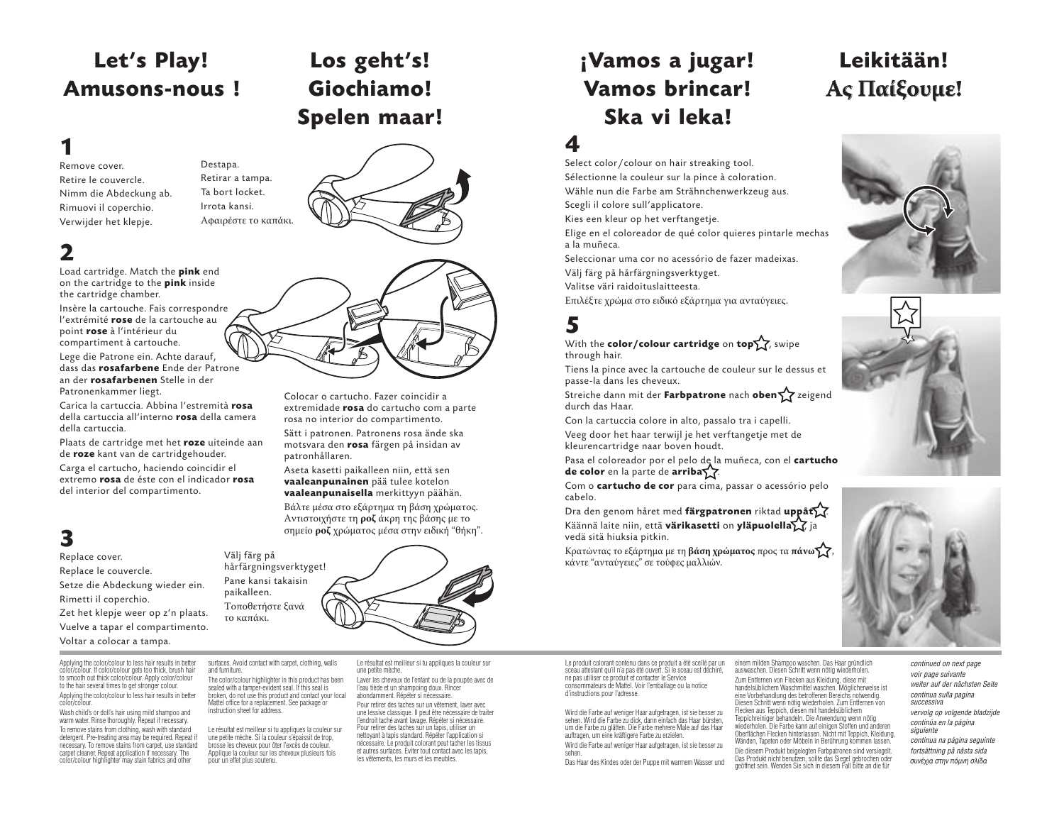# Let's Play!
# Amusons-nous !
# Los geht's!
# Giochiamo!
# Spelen maar!
# ¡Vamos a jugar!
# Vamos brincar!
# Ska vi leka!
# Leikitään!
# Ας Παίξουμε!

## 1

Remove cover.
Retire le couvercle.
Nimm die Abdeckung ab.
Rimuovi il coperchio.
Verwijder het klepje.
Destapa.
Retirar a tampa.
Ta bort locket.
Irrota kansi.
Αφαιρέστε το καπάκι.

## 2

Load cartridge. Match the **pink** end on the cartridge to the **pink** inside the cartridge chamber.

Insère la cartouche. Fais correspondre l'extrémité **rose** de la cartouche au point **rose** à l'intérieur du compartiment à cartouche.

Lege die Patrone ein. Achte darauf, dass das **rosafarbene** Ende der Patrone an der **rosafarbenen** Stelle in der Patronenkammer liegt.

Carica la cartuccia. Abbina l'estremità **rosa** della cartuccia all'interno **rosa** della camera della cartuccia.

Plaats de cartridge met het **roze** uiteinde aan de **roze** kant van de cartridgehouder.

Carga el cartucho, haciendo coincidir el extremo **rosa** de éste con el indicador **rosa** del interior del compartimento.

Colocar o cartucho. Fazer coincidir a extremidade **rosa** do cartucho com a parte rosa no interior do compartimento.

Sätt i patronen. Patronens rosa ände ska motsvara den **rosa** färgen på insidan av patronhållaren.

Aseta kasetti paikalleen niin, että sen **vaaleanpunainen** pää tulee kotelon **vaaleanpunaisella** merkittyyn päähän.

Βάλτε μέσα στο εξάρτημα τη βάση χρώματος. Αντιστοιχήστε τη **ροζ** άκρη της βάσης με το σημείο **ροζ** χρώματος μέσα στην ειδική "θήκη".

## 3

Replace cover.
Replace le couvercle.
Setze die Abdeckung wieder ein.
Rimetti il coperchio.
Zet het klepje weer op z'n plaats.
Vuelve a tapar el compartimento.
Voltar a colocar a tampa.
Välj färg på hårfärgningsverktyget!
Pane kansi takaisin paikalleen.
Τοποθετήστε ξανά το καπάκι.

## 4

Select color/colour on hair streaking tool.
Sélectionne la couleur sur la pince à coloration.
Wähle nun die Farbe am Strähnchenwerkzeug aus.
Scegli il colore sull'applicatore.
Kies een kleur op het verftangetje.
Elige en el coloreador de qué color quieres pintarle mechas a la muñeca.
Seleccionar uma cor no acessório de fazer madeixas.
Välj färg på hårfärgningsverktyget.
Valitse väri raidoituslaitteesta.
Επιλέξτε χρώμα στο ειδικό εξάρτημα για ανταύγειες.

## 5

With the **color/colour cartridge** on **top**☆, swipe through hair.

Tiens la pince avec la cartouche de couleur sur le dessus et passe-la dans les cheveux.

Streiche dann mit der **Farbpatrone** nach **oben**☆ zeigend durch das Haar.

Con la cartuccia colore in alto, passalo tra i capelli.

Veeg door het haar terwijl je het verftangetje met de kleurencartridge naar boven houdt.

Pasa el coloreador por el pelo de la muñeca, con el **cartucho de color** en la parte de **arriba**☆.

Com o **cartucho de cor** para cima, passar o acessório pelo cabelo.

Dra den genom håret med **färgpatronen** riktad **uppåt**☆.

Käännä laite niin, että **värikasetti** on **yläpuolella**☆ ja vedä sitä hiuksia pitkin.

Κρατώντας το εξάρτημα με τη **βάση χρώματος** προς τα **πάνω**☆, κάντε "ανταύγειες" σε τούφες μαλλιών.

Applying the color/colour to less hair results in better color/colour. If color/colour gets too thick, brush hair to smooth out thick color/colour. Apply color/colour to the hair several times to get stronger colour.

Applying the color/colour to less hair results in better color/colour.

Wash child's or doll's hair using mild shampoo and warm water. Rinse thoroughly. Repeat if necessary.

To remove stains from clothing, wash with standard detergent. Pre-treating area may be required. Repeat if necessary. To remove stains from carpet, use standard carpet cleaner. Repeat application if necessary. The color/colour highlighter may stain fabrics and other surfaces. Avoid contact with carpet, clothing, walls and furniture.

The color/colour highlighter in this product has been sealed with a tamper-evident seal. If this seal is broken, do not use this product and contact your local Mattel office for a replacement. See package or instruction sheet for address.

Le résultat est meilleur si tu appliques la couleur sur une petite mèche. Si la couleur s'épaissit de trop, brosse les cheveux pour ôter l'excès de couleur. Applique la couleur sur les cheveux plusieurs fois pour un effet plus soutenu.

Le résultat est meilleur si tu appliques la couleur sur une petite mèche.

Laver les cheveux de l'enfant ou de la poupée avec de l'eau tiède et un shampoing doux. Rincer abondamment. Répéter si nécessaire.

Pour retirer des taches sur un vêtement, laver avec une lessive classique. Il peut être nécessaire de traiter l'endroit taché avant lavage. Répéter si nécessaire. Pour retirer des taches sur un tapis, utiliser un nettoyant à tapis standard. Répéter l'application si nécessaire. Le produit colorant peut tacher les tissus et autres surfaces. Éviter tout contact avec les tapis, les vêtements, les murs et les meubles.

Le produit colorant contenu dans ce produit a été scellé par un sceau attestant qu'il n'a pas été ouvert. Si le sceau est déchiré, ne pas utiliser ce produit et contacter le Service consommateurs de Mattel. Voir l'emballage ou la notice d'instructions pour l'adresse.

Wird die Farbe auf weniger Haar aufgetragen, ist sie besser zu sehen. Wird die Farbe zu dick, dann einfach das Haar bürsten, um die Farbe zu glätten. Die Farbe mehrere Male auf das Haar auftragen, um eine kräftigere Farbe zu erzielen.

Wird die Farbe auf weniger Haar aufgetragen, ist sie besser zu sehen.

Das Haar des Kindes oder der Puppe mit warmem Wasser und einem milden Shampoo waschen. Das Haar gründlich auswaschen. Diesen Schritt wenn nötig wiederholen.

Zum Entfernen von Flecken aus Kleidung, diese mit handelsüblichem Waschmittel waschen. Möglicherweise ist eine Vorbehandlung des betroffenen Bereichs notwendig. Diesen Schritt wenn nötig wiederholen. Zum Entfernen von Flecken aus Teppich, diesen mit handelsüblichem Teppichreiniger behandeln. Die Anwendung wenn nötig wiederholen. Die Farbe kann auf einigen Stoffen und anderen Oberflächen Flecken hinterlassen. Nicht mit Teppich, Kleidung, Wänden, Tapeten oder Möbeln in Berührung kommen lassen.

Die diesem Produkt beigelegten Farbpatronen sind versiegelt. Das Produkt nicht benutzen, sollte das Siegel gebrochen oder geöffnet sein. Wenden Sie sich in diesem Fall bitte an die für

*continued on next page*
*voir page suivante*
*weiter auf der nächsten Seite*
*continua sulla pagina successiva*
*vervolg op volgende bladzijde*
*continúa en la página siguiente*
*continua na página seguinte*
*fortsättning på nästa sida*
*συνέχεια στην πόμνη σλίδα*